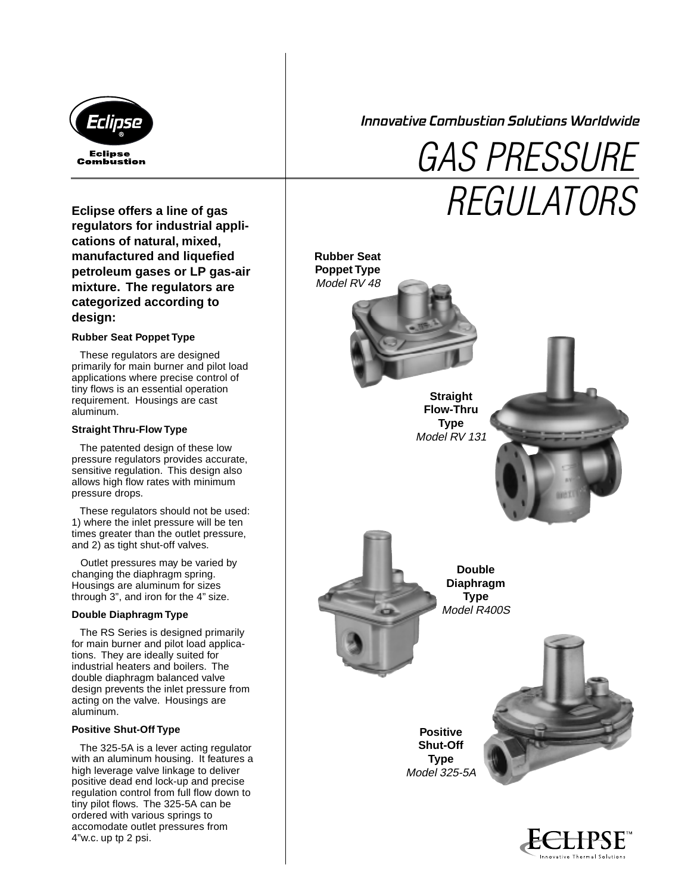Eclipse Combustion

*Innovative Combustion Solutions Worldwide*

# GAS PRESSURE REGULATORS

**Eclipse offers a line of gas regulators for industrial applications of natural, mixed, manufactured and liquefied petroleum gases or LP gas-air mixture. The regulators are categorized according to design:**

### Rubber Seat Poppet Type

These regulators are designed primarily for main burner and pilot load applications where precise control of tiny flows is an essential operation requirement. Housings are cast aluminum.

### Straight Thru-Flow Type

The patented design of these low pressure regulators provides accurate, sensitive regulation. This design also allows high flow rates with minimum pressure drops.

These regulators should not be used: 1) where the inlet pressure will be ten times greater than the outlet pressure, and 2) as tight shut-off valves.

Outlet pressures may be varied by changing the diaphragm spring. Housings are aluminum for sizes through 3", and iron for the 4" size.

### Double Diaphragm Type

The RS Series is designed primarily for main burner and pilot load applications. They are ideally suited for industrial heaters and boilers. The double diaphragm balanced valve design prevents the inlet pressure from acting on the valve. Housings are aluminum.

### Positive Shut-Off Type

The 325-5A is a lever acting regulator with an aluminum housing. It features a high leverage valve linkage to deliver positive dead end lock-up and precise regulation control from full flow down to tiny pilot flows. The 325-5A can be ordered with various springs to accomodate outlet pressures from 4"w.c. up tp 2 psi.

**Rubber Seat Poppet Type**
*Model RV 48*

**Straight Flow-Thru Type**
*Model RV 131*

**Double Diaphragm Type**
*Model R400S*

**Positive Shut-Off Type**
*Model 325-5A*

ECLIPSE™ Innovative Thermal Solutions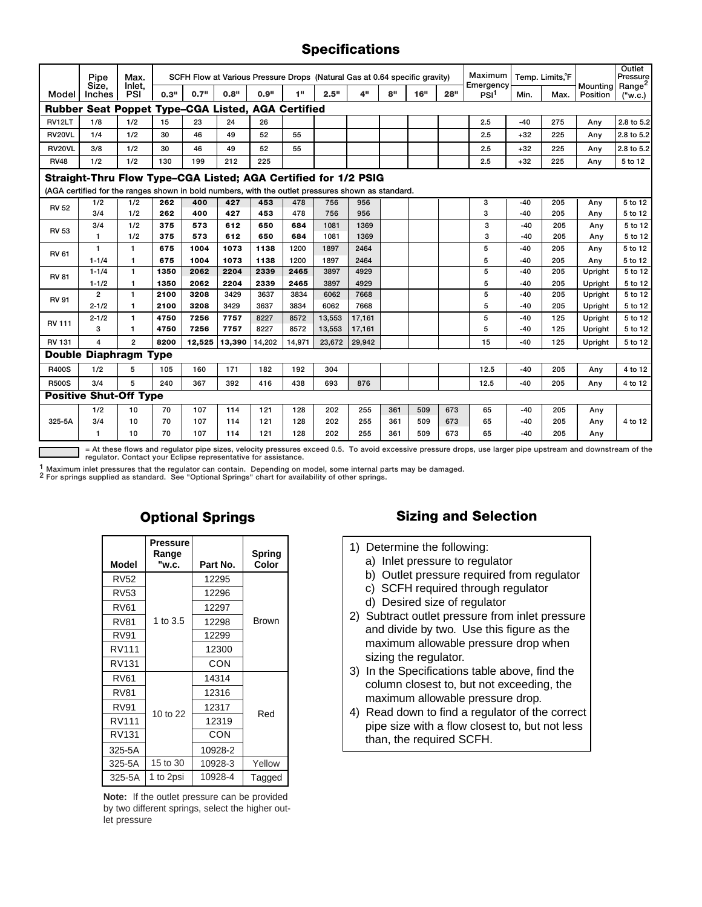## Specifications

| Model | Pipe Size, Inches | Max. Inlet, PSI | SCFH Flow at Various Pressure Drops (Natural Gas at 0.64 specific gravity) 0.3" | 0.7" | 0.8" | 0.9" | 1" | 2.5" | 4" | 8" | 16" | 28" | Maximum Emergency PSI[1] | Temp. Limits,°F Min. | Max. | Mounting Position | Outlet Pressure Range[2] ("w.c.) |
|---|---|---|---|---|---|---|---|---|---|---|---|---|---|---|---|---|---|
| **Rubber Seat Poppet Type–CGA Listed, AGA Certified** | | | | | | | | | | | | | | | | | |
| RV12LT | 1/8 | 1/2 | 15 | 23 | 24 | 26 | | | | | | | 2.5 | -40 | 275 | Any | 2.8 to 5.2 |
| RV20VL | 1/4 | 1/2 | 30 | 46 | 49 | 52 | 55 | | | | | | 2.5 | +32 | 225 | Any | 2.8 to 5.2 |
| RV20VL | 3/8 | 1/2 | 30 | 46 | 49 | 52 | 55 | | | | | | 2.5 | +32 | 225 | Any | 2.8 to 5.2 |
| RV48 | 1/2 | 1/2 | 130 | 199 | 212 | 225 | | | | | | | 2.5 | +32 | 225 | Any | 5 to 12 |
| **Straight-Thru Flow Type–CGA Listed; AGA Certified for 1/2 PSIG** (AGA certified for the ranges shown in bold numbers, with the outlet pressures shown as standard.) | | | | | | | | | | | | | | | | | |
| RV 52 | 1/2 | 1/2 | **262** | **400** | **427** | **453** | 478 | 756 | 956 | | | | 3 | -40 | 205 | Any | 5 to 12 |
| | 3/4 | 1/2 | **262** | **400** | **427** | **453** | 478 | 756 | 956 | | | | 3 | -40 | 205 | Any | 5 to 12 |
| RV 53 | 3/4 | 1/2 | **375** | **573** | **612** | **650** | **684** | 1081 | 1369 | | | | 3 | -40 | 205 | Any | 5 to 12 |
| | 1 | 1/2 | **375** | **573** | **612** | **650** | **684** | 1081 | 1369 | | | | 3 | -40 | 205 | Any | 5 to 12 |
| RV 61 | 1 | 1 | **675** | **1004** | **1073** | **1138** | 1200 | 1897 | 2464 | | | | 5 | -40 | 205 | Any | 5 to 12 |
| | 1-1/4 | 1 | **675** | **1004** | **1073** | **1138** | 1200 | 1897 | 2464 | | | | 5 | -40 | 205 | Any | 5 to 12 |
| RV 81 | 1-1/4 | 1 | **1350** | **2062** | **2204** | **2339** | **2465** | 3897 | 4929 | | | | 5 | -40 | 205 | Upright | 5 to 12 |
| | 1-1/2 | 1 | **1350** | **2062** | **2204** | **2339** | **2465** | 3897 | 4929 | | | | 5 | -40 | 205 | Upright | 5 to 12 |
| RV 91 | 2 | 1 | **2100** | **3208** | 3429 | 3637 | 3834 | 6062 | 7668 | | | | 5 | -40 | 205 | Upright | 5 to 12 |
| | 2-1/2 | 1 | **2100** | **3208** | 3429 | 3637 | 3834 | 6062 | 7668 | | | | 5 | -40 | 205 | Upright | 5 to 12 |
| RV 111 | 2-1/2 | 1 | **4750** | **7256** | **7757** | 8227 | 8572 | 13,553 | 17,161 | | | | 5 | -40 | 125 | Upright | 5 to 12 |
| | 3 | 1 | **4750** | **7256** | **7757** | 8227 | 8572 | 13,553 | 17,161 | | | | 5 | -40 | 125 | Upright | 5 to 12 |
| RV 131 | 4 | 2 | **8200** | **12,525** | **13,390** | 14,202 | 14,971 | 23,672 | 29,942 | | | | 15 | -40 | 125 | Upright | 5 to 12 |
| **Double Diaphragm Type** | | | | | | | | | | | | | | | | | |
| R400S | 1/2 | 5 | 105 | 160 | 171 | 182 | 192 | 304 | | | | | 12.5 | -40 | 205 | Any | 4 to 12 |
| R500S | 3/4 | 5 | 240 | 367 | 392 | 416 | 438 | 693 | 876 | | | | 12.5 | -40 | 205 | Any | 4 to 12 |
| **Positive Shut-Off Type** | | | | | | | | | | | | | | | | | |
| 325-5A | 1/2 | 10 | 70 | 107 | 114 | 121 | 128 | 202 | 255 | 361 | 509 | 673 | 65 | -40 | 205 | Any | 4 to 12 |
| | 3/4 | 10 | 70 | 107 | 114 | 121 | 128 | 202 | 255 | 361 | 509 | 673 | 65 | -40 | 205 | Any | |
| | 1 | 10 | 70 | 107 | 114 | 121 | 128 | 202 | 255 | 361 | 509 | 673 | 65 | -40 | 205 | Any | |

(shaded) = At these flows and regulator pipe sizes, velocity pressures exceed 0.5. To avoid excessive pressure drops, use larger pipe upstream and downstream of the regulator. Contact your Eclipse representative for assistance.

[1] Maximum inlet pressures that the regulator can contain. Depending on model, some internal parts may be damaged.
[2] For springs supplied as standard. See "Optional Springs" chart for availability of other springs.

## Optional Springs

| Model | Pressure Range "w.c. | Part No. | Spring Color |
|---|---|---|---|
| RV52 | 1 to 3.5 | 12295 | Brown |
| RV53 | | 12296 | |
| RV61 | | 12297 | |
| RV81 | | 12298 | |
| RV91 | | 12299 | |
| RV111 | | 12300 | |
| RV131 | | CON | |
| RV61 | 10 to 22 | 14314 | Red |
| RV81 | | 12316 | |
| RV91 | | 12317 | |
| RV111 | | 12319 | |
| RV131 | | CON | |
| 325-5A | | 10928-2 | |
| 325-5A | 15 to 30 | 10928-3 | Yellow |
| 325-5A | 1 to 2psi | 10928-4 | Tagged |

**Note:** If the outlet pressure can be provided by two different springs, select the higher outlet pressure

## Sizing and Selection

1) Determine the following:
   a) Inlet pressure to regulator
   b) Outlet pressure required from regulator
   c) SCFH required through regulator
   d) Desired size of regulator
2) Subtract outlet pressure from inlet pressure and divide by two. Use this figure as the maximum allowable pressure drop when sizing the regulator.
3) In the Specifications table above, find the column closest to, but not exceeding, the maximum allowable pressure drop.
4) Read down to find a regulator of the correct pipe size with a flow closest to, but not less than, the required SCFH.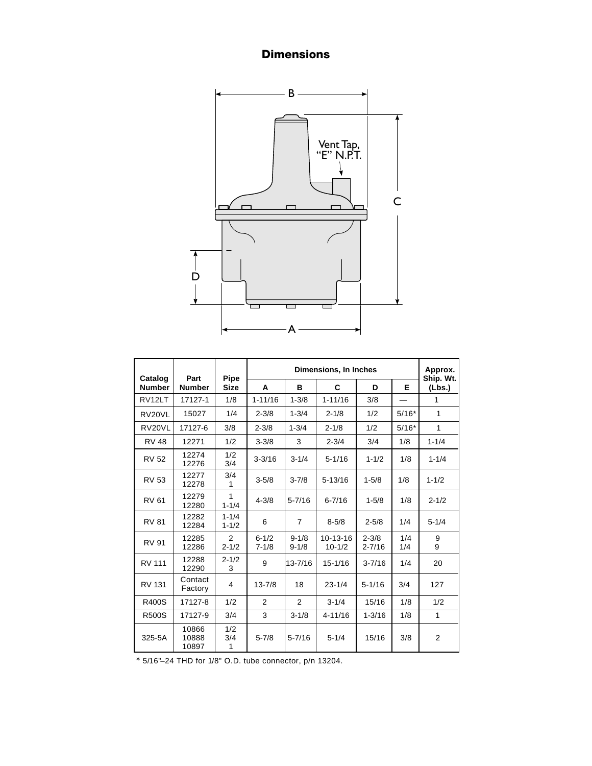## Dimensions

| Catalog Number | Part Number | Pipe Size | Dimensions, In Inches | | | | | Approx. Ship. Wt. (Lbs.) |
|---|---|---|---|---|---|---|---|---|
| | | | A | B | C | D | E | |
| RV12LT | 17127-1 | 1/8 | 1-11/16 | 1-3/8 | 1-11/16 | 3/8 | — | 1 |
| RV20VL | 15027 | 1/4 | 2-3/8 | 1-3/4 | 2-1/8 | 1/2 | 5/16* | 1 |
| RV20VL | 17127-6 | 3/8 | 2-3/8 | 1-3/4 | 2-1/8 | 1/2 | 5/16* | 1 |
| RV 48 | 12271 | 1/2 | 3-3/8 | 3 | 2-3/4 | 3/4 | 1/8 | 1-1/4 |
| RV 52 | 12274<br>12276 | 1/2<br>3/4 | 3-3/16 | 3-1/4 | 5-1/16 | 1-1/2 | 1/8 | 1-1/4 |
| RV 53 | 12277<br>12278 | 3/4<br>1 | 3-5/8 | 3-7/8 | 5-13/16 | 1-5/8 | 1/8 | 1-1/2 |
| RV 61 | 12279<br>12280 | 1<br>1-1/4 | 4-3/8 | 5-7/16 | 6-7/16 | 1-5/8 | 1/8 | 2-1/2 |
| RV 81 | 12282<br>12284 | 1-1/4<br>1-1/2 | 6 | 7 | 8-5/8 | 2-5/8 | 1/4 | 5-1/4 |
| RV 91 | 12285<br>12286 | 2<br>2-1/2 | 6-1/2<br>7-1/8 | 9-1/8<br>9-1/8 | 10-13-16<br>10-1/2 | 2-3/8<br>2-7/16 | 1/4<br>1/4 | 9<br>9 |
| RV 111 | 12288<br>12290 | 2-1/2<br>3 | 9 | 13-7/16 | 15-1/16 | 3-7/16 | 1/4 | 20 |
| RV 131 | Contact Factory | 4 | 13-7/8 | 18 | 23-1/4 | 5-1/16 | 3/4 | 127 |
| R400S | 17127-8 | 1/2 | 2 | 2 | 3-1/4 | 15/16 | 1/8 | 1/2 |
| R500S | 17127-9 | 3/4 | 3 | 3-1/8 | 4-11/16 | 1-3/16 | 1/8 | 1 |
| 325-5A | 10866<br>10888<br>10897 | 1/2<br>3/4<br>1 | 5-7/8 | 5-7/16 | 5-1/4 | 15/16 | 3/8 | 2 |

* 5/16"–24 THD for 1/8" O.D. tube connector, p/n 13204.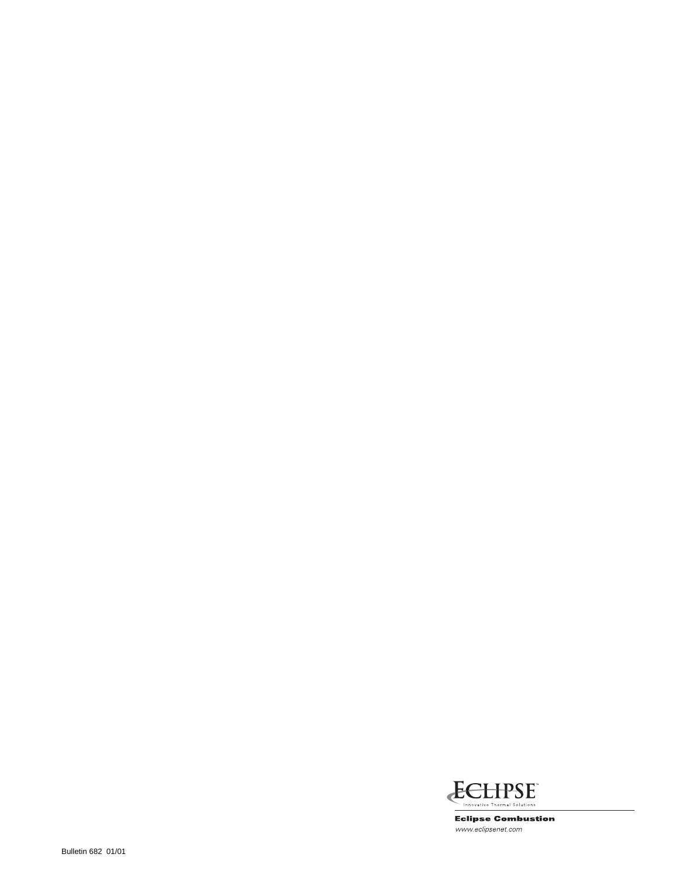ECLIPSE™

Innovative Thermal Solutions

**Eclipse Combustion**

*www.eclipsenet.com*

Bulletin 682 01/01